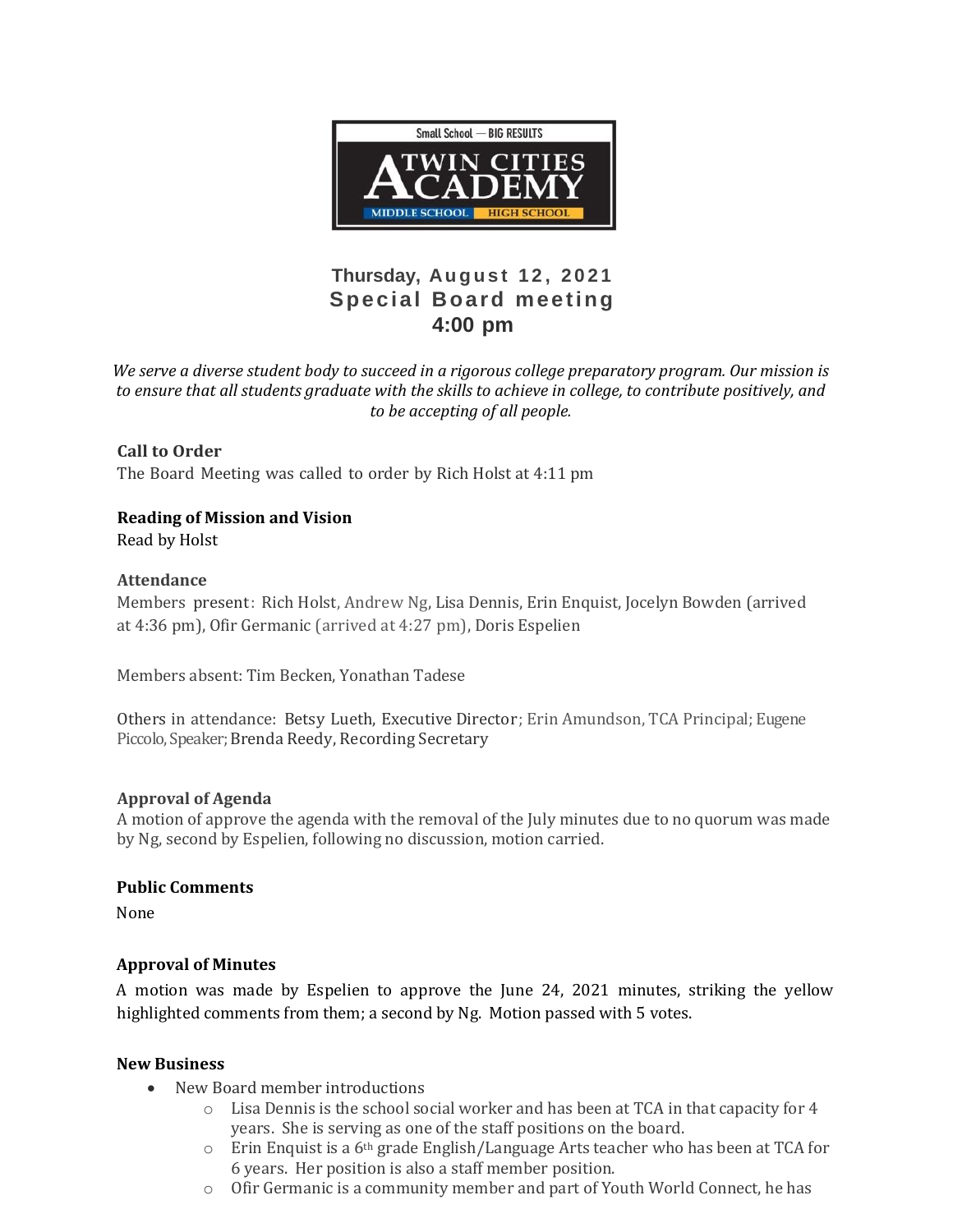Small School — BIG RESULTS

TWIN CITIES ACADEMY

MIDDLE SCHOOL | HIGH SCHOOL

# Thursday, August 12, 2021
# Special Board meeting
# 4:00 pm

*We serve a diverse student body to succeed in a rigorous college preparatory program. Our mission is to ensure that all students graduate with the skills to achieve in college, to contribute positively, and to be accepting of all people.*

**Call to Order**

The Board Meeting was called to order by Rich Holst at 4:11 pm

**Reading of Mission and Vision**

Read by Holst

**Attendance**

Members present: Rich Holst, Andrew Ng, Lisa Dennis, Erin Enquist, Jocelyn Bowden (arrived at 4:36 pm), Ofir Germanic (arrived at 4:27 pm), Doris Espelien

Members absent: Tim Becken, Yonathan Tadese

Others in attendance: Betsy Lueth, Executive Director; Erin Amundson, TCA Principal; Eugene Piccolo, Speaker; Brenda Reedy, Recording Secretary

**Approval of Agenda**

A motion of approve the agenda with the removal of the July minutes due to no quorum was made by Ng, second by Espelien, following no discussion, motion carried.

**Public Comments**

None

**Approval of Minutes**

A motion was made by Espelien to approve the June 24, 2021 minutes, striking the yellow highlighted comments from them; a second by Ng. Motion passed with 5 votes.

**New Business**

- New Board member introductions
  - Lisa Dennis is the school social worker and has been at TCA in that capacity for 4 years. She is serving as one of the staff positions on the board.
  - Erin Enquist is a 6th grade English/Language Arts teacher who has been at TCA for 6 years. Her position is also a staff member position.
  - Ofir Germanic is a community member and part of Youth World Connect, he has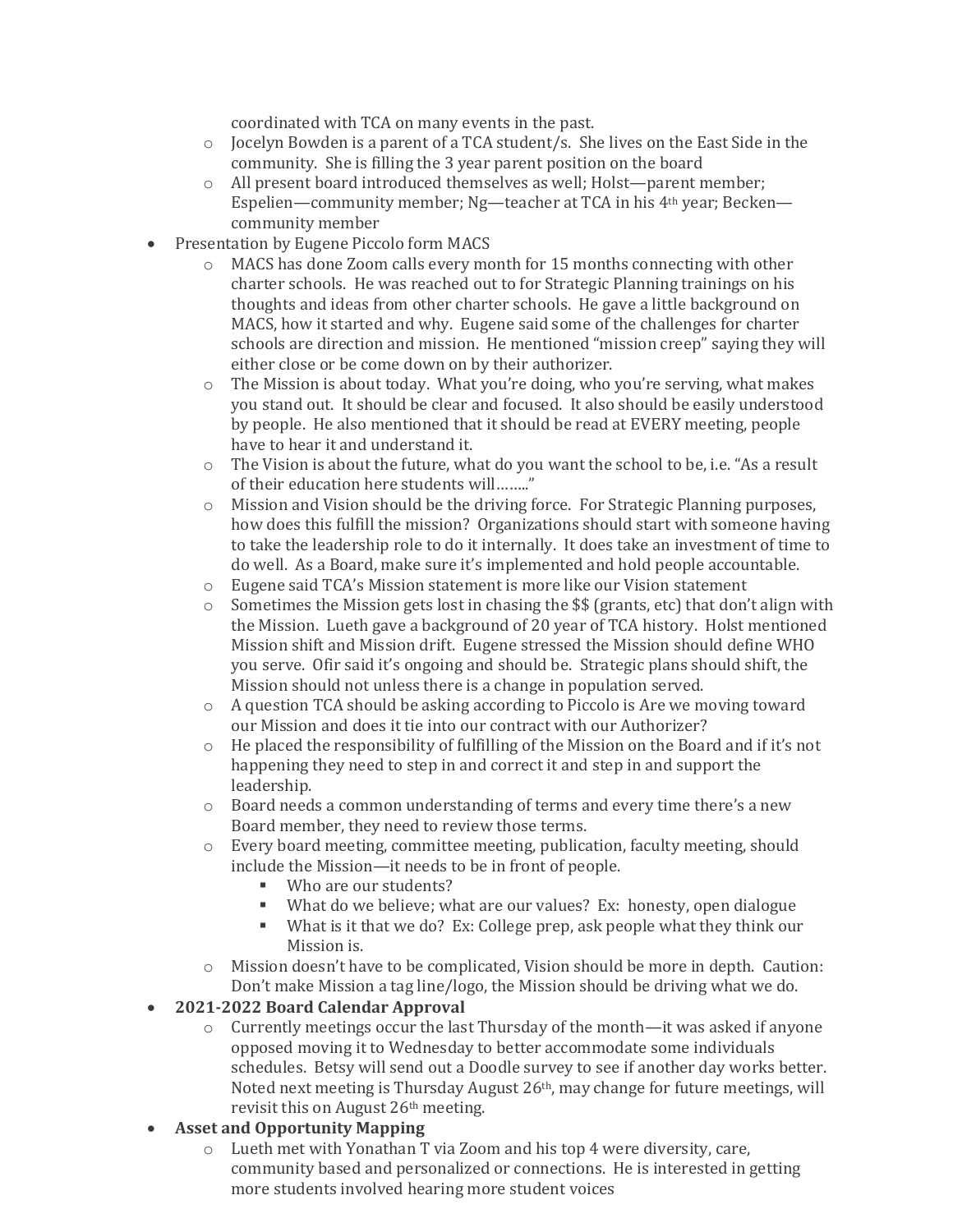coordinated with TCA on many events in the past.
  - Jocelyn Bowden is a parent of a TCA student/s. She lives on the East Side in the community. She is filling the 3 year parent position on the board
  - All present board introduced themselves as well; Holst—parent member; Espelien—community member; Ng—teacher at TCA in his 4th year; Becken—community member
- Presentation by Eugene Piccolo form MACS
  - MACS has done Zoom calls every month for 15 months connecting with other charter schools. He was reached out to for Strategic Planning trainings on his thoughts and ideas from other charter schools. He gave a little background on MACS, how it started and why. Eugene said some of the challenges for charter schools are direction and mission. He mentioned "mission creep" saying they will either close or be come down on by their authorizer.
  - The Mission is about today. What you're doing, who you're serving, what makes you stand out. It should be clear and focused. It also should be easily understood by people. He also mentioned that it should be read at EVERY meeting, people have to hear it and understand it.
  - The Vision is about the future, what do you want the school to be, i.e. "As a result of their education here students will…….."
  - Mission and Vision should be the driving force. For Strategic Planning purposes, how does this fulfill the mission? Organizations should start with someone having to take the leadership role to do it internally. It does take an investment of time to do well. As a Board, make sure it's implemented and hold people accountable.
  - Eugene said TCA's Mission statement is more like our Vision statement
  - Sometimes the Mission gets lost in chasing the $$ (grants, etc) that don't align with the Mission. Lueth gave a background of 20 year of TCA history. Holst mentioned Mission shift and Mission drift. Eugene stressed the Mission should define WHO you serve. Ofir said it's ongoing and should be. Strategic plans should shift, the Mission should not unless there is a change in population served.
  - A question TCA should be asking according to Piccolo is Are we moving toward our Mission and does it tie into our contract with our Authorizer?
  - He placed the responsibility of fulfilling of the Mission on the Board and if it's not happening they need to step in and correct it and step in and support the leadership.
  - Board needs a common understanding of terms and every time there's a new Board member, they need to review those terms.
  - Every board meeting, committee meeting, publication, faculty meeting, should include the Mission—it needs to be in front of people.
    - Who are our students?
    - What do we believe; what are our values? Ex: honesty, open dialogue
    - What is it that we do? Ex: College prep, ask people what they think our Mission is.
  - Mission doesn't have to be complicated, Vision should be more in depth. Caution: Don't make Mission a tag line/logo, the Mission should be driving what we do.
- **2021-2022 Board Calendar Approval**
  - Currently meetings occur the last Thursday of the month—it was asked if anyone opposed moving it to Wednesday to better accommodate some individuals schedules. Betsy will send out a Doodle survey to see if another day works better. Noted next meeting is Thursday August 26th, may change for future meetings, will revisit this on August 26th meeting.
- **Asset and Opportunity Mapping**
  - Lueth met with Yonathan T via Zoom and his top 4 were diversity, care, community based and personalized or connections. He is interested in getting more students involved hearing more student voices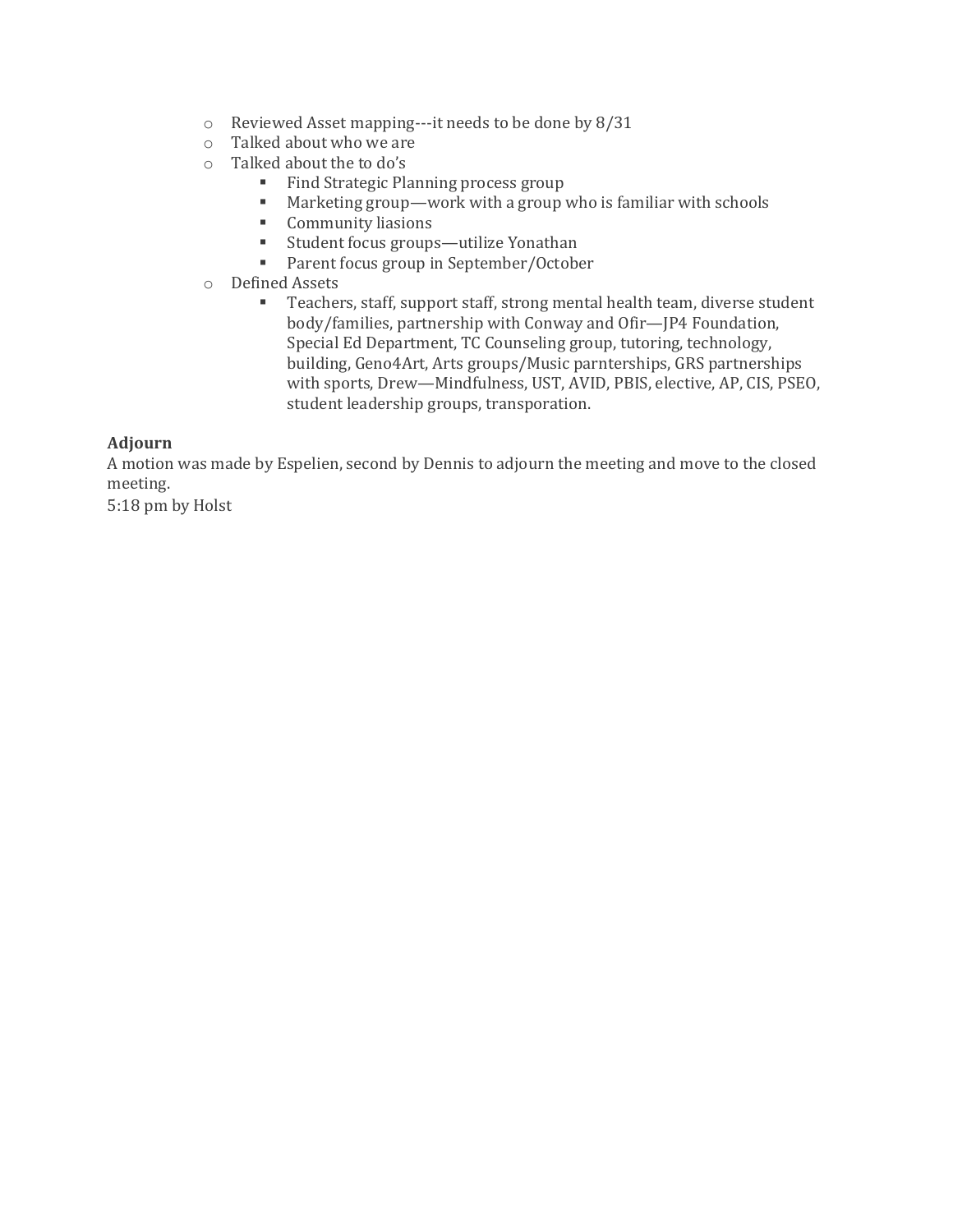- Reviewed Asset mapping---it needs to be done by 8/31
- Talked about who we are
- Talked about the to do's
    - Find Strategic Planning process group
    - Marketing group—work with a group who is familiar with schools
    - Community liasions
    - Student focus groups—utilize Yonathan
    - Parent focus group in September/October
- Defined Assets
    - Teachers, staff, support staff, strong mental health team, diverse student body/families, partnership with Conway and Ofir—JP4 Foundation, Special Ed Department, TC Counseling group, tutoring, technology, building, Geno4Art, Arts groups/Music parnterships, GRS partnerships with sports, Drew—Mindfulness, UST, AVID, PBIS, elective, AP, CIS, PSEO, student leadership groups, transporation.

**Adjourn**

A motion was made by Espelien, second by Dennis to adjourn the meeting and move to the closed meeting.

5:18 pm by Holst